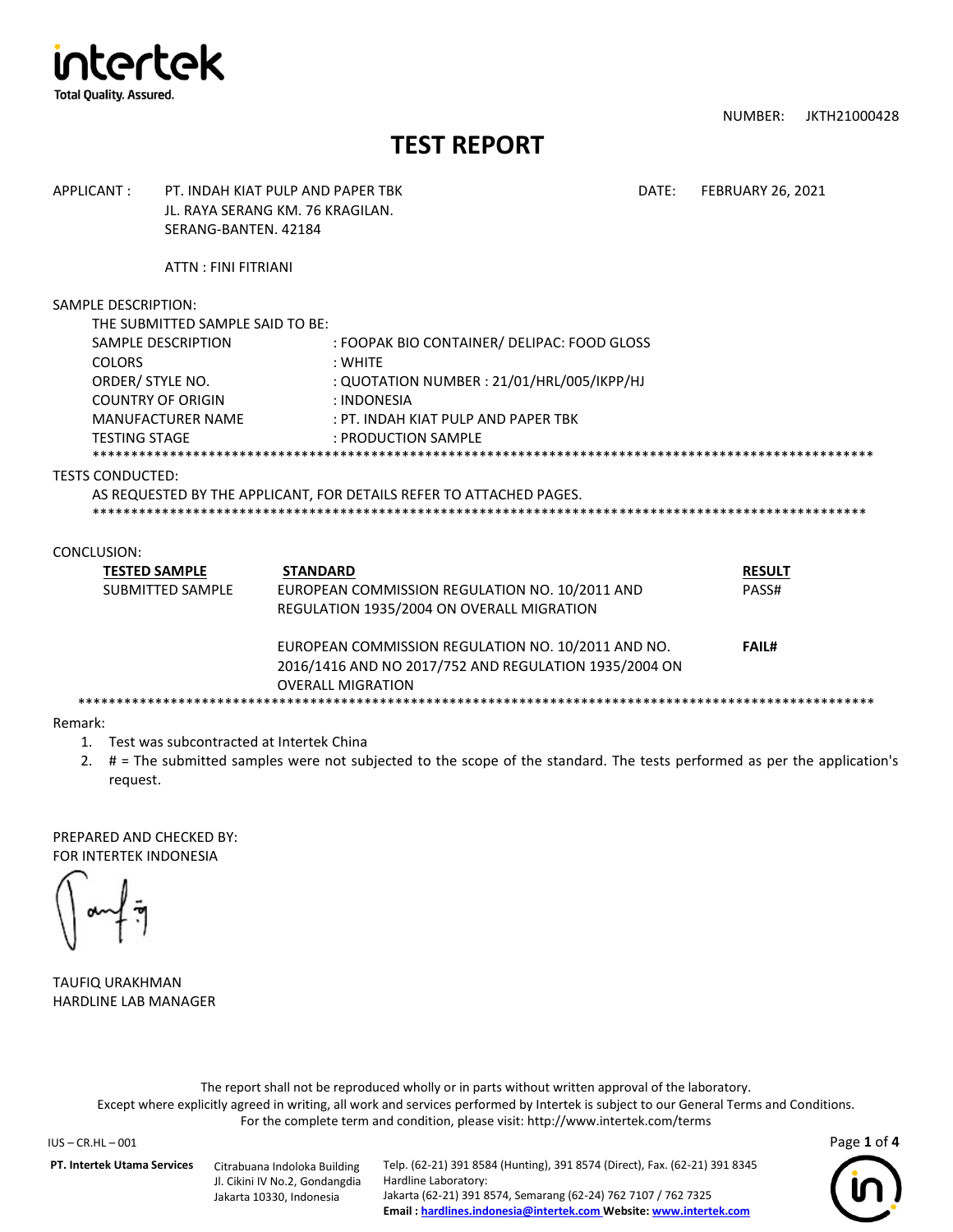intertek
Total Quality. Assured.

NUMBER: JKTH21000428

# TEST REPORT

APPLICANT : PT. INDAH KIAT PULP AND PAPER TBK
JL. RAYA SERANG KM. 76 KRAGILAN.
SERANG-BANTEN. 42184

DATE: FEBRUARY 26, 2021

ATTN : FINI FITRIANI

SAMPLE DESCRIPTION:

THE SUBMITTED SAMPLE SAID TO BE:

| | |
|---|---|
| SAMPLE DESCRIPTION | : FOOPAK BIO CONTAINER/ DELIPAC: FOOD GLOSS |
| COLORS | : WHITE |
| ORDER/ STYLE NO. | : QUOTATION NUMBER : 21/01/HRL/005/IKPP/HJ |
| COUNTRY OF ORIGIN | : INDONESIA |
| MANUFACTURER NAME | : PT. INDAH KIAT PULP AND PAPER TBK |
| TESTING STAGE | : PRODUCTION SAMPLE |

****************************************************************************************************

TESTS CONDUCTED:

AS REQUESTED BY THE APPLICANT, FOR DETAILS REFER TO ATTACHED PAGES.

****************************************************************************************************

CONCLUSION:

| TESTED SAMPLE | STANDARD | RESULT |
|---|---|---|
| SUBMITTED SAMPLE | EUROPEAN COMMISSION REGULATION NO. 10/2011 AND REGULATION 1935/2004 ON OVERALL MIGRATION | PASS# |
| | EUROPEAN COMMISSION REGULATION NO. 10/2011 AND NO. 2016/1416 AND NO 2017/752 AND REGULATION 1935/2004 ON OVERALL MIGRATION | **FAIL#** |

****************************************************************************************************

Remark:

1. Test was subcontracted at Intertek China
2. # = The submitted samples were not subjected to the scope of the standard. The tests performed as per the application's request.

PREPARED AND CHECKED BY:
FOR INTERTEK INDONESIA

TAUFIQ URAKHMAN
HARDLINE LAB MANAGER

The report shall not be reproduced wholly or in parts without written approval of the laboratory.
Except where explicitly agreed in writing, all work and services performed by Intertek is subject to our General Terms and Conditions.
For the complete term and condition, please visit: http://www.intertek.com/terms

IUS – CR.HL – 001

**PT. Intertek Utama Services** Citrabuana Indoloka Building Jl. Cikini IV No.2, Gondangdia Jakarta 10330, Indonesia

Telp. (62-21) 391 8584 (Hunting), 391 8574 (Direct), Fax. (62-21) 391 8345
Hardline Laboratory:
Jakarta (62-21) 391 8574, Semarang (62-24) 762 7107 / 762 7325
**Email : hardlines.indonesia@intertek.com Website: www.intertek.com**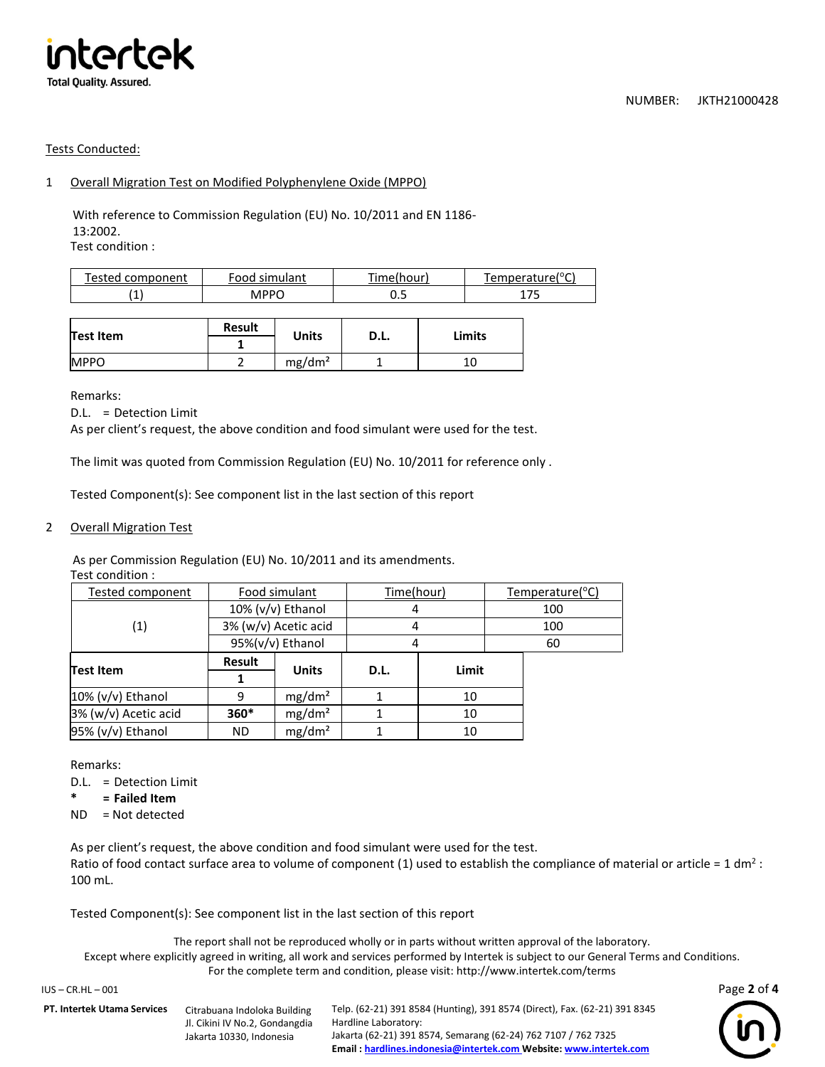NUMBER: JKTH21000428

Tests Conducted:

1 Overall Migration Test on Modified Polyphenylene Oxide (MPPO)

With reference to Commission Regulation (EU) No. 10/2011 and EN 1186-13:2002.

Test condition :

| Tested component | Food simulant | Time(hour) | Temperature(°C) |
|---|---|---|---|
| (1) | MPPO | 0.5 | 175 |

| Test Item | Result 1 | Units | D.L. | Limits |
|---|---|---|---|---|
| MPPO | 2 | mg/dm² | 1 | 10 |

Remarks:

D.L. = Detection Limit

As per client's request, the above condition and food simulant were used for the test.

The limit was quoted from Commission Regulation (EU) No. 10/2011 for reference only .

Tested Component(s): See component list in the last section of this report

2 Overall Migration Test

As per Commission Regulation (EU) No. 10/2011 and its amendments.

Test condition :

| Tested component | Food simulant | Time(hour) | Temperature(°C) |
|---|---|---|---|
| (1) | 10% (v/v) Ethanol | 4 | 100 |
| | 3% (w/v) Acetic acid | 4 | 100 |
| | 95%(v/v) Ethanol | 4 | 60 |

| Test Item | Result 1 | Units | D.L. | Limit |
|---|---|---|---|---|
| 10% (v/v) Ethanol | 9 | mg/dm² | 1 | 10 |
| 3% (w/v) Acetic acid | **360*** | mg/dm² | 1 | 10 |
| 95% (v/v) Ethanol | ND | mg/dm² | 1 | 10 |

Remarks:

D.L. = Detection Limit

**\* = Failed Item**

ND = Not detected

As per client's request, the above condition and food simulant were used for the test.

Ratio of food contact surface area to volume of component (1) used to establish the compliance of material or article = 1 dm² : 100 mL.

Tested Component(s): See component list in the last section of this report

The report shall not be reproduced wholly or in parts without written approval of the laboratory.
Except where explicitly agreed in writing, all work and services performed by Intertek is subject to our General Terms and Conditions.
For the complete term and condition, please visit: http://www.intertek.com/terms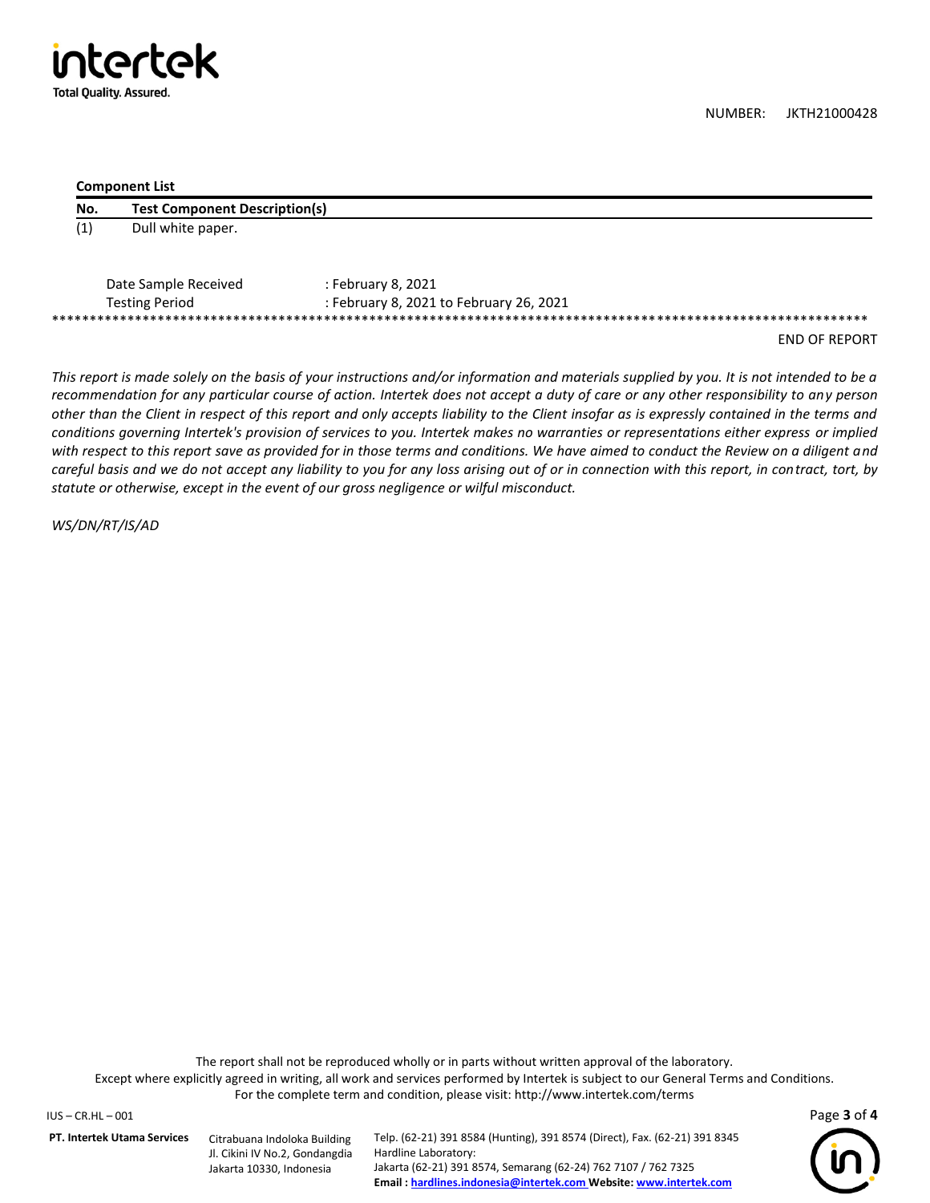NUMBER: JKTH21000428

**Component List**

| No. | Test Component Description(s) |
|---|---|
| (1) | Dull white paper. |

| | |
|---|---|
| Date Sample Received | : February 8, 2021 |
| Testing Period | : February 8, 2021 to February 26, 2021 |

**************************************************************************************************************

END OF REPORT

*This report is made solely on the basis of your instructions and/or information and materials supplied by you. It is not intended to be a recommendation for any particular course of action. Intertek does not accept a duty of care or any other responsibility to any person other than the Client in respect of this report and only accepts liability to the Client insofar as is expressly contained in the terms and conditions governing Intertek's provision of services to you. Intertek makes no warranties or representations either express or implied with respect to this report save as provided for in those terms and conditions. We have aimed to conduct the Review on a diligent and careful basis and we do not accept any liability to you for any loss arising out of or in connection with this report, in contract, tort, by statute or otherwise, except in the event of our gross negligence or wilful misconduct.*

*WS/DN/RT/IS/AD*

The report shall not be reproduced wholly or in parts without written approval of the laboratory.
Except where explicitly agreed in writing, all work and services performed by Intertek is subject to our General Terms and Conditions.
For the complete term and condition, please visit: http://www.intertek.com/terms

IUS – CR.HL – 001

**PT. Intertek Utama Services** Citrabuana Indoloka Building Jl. Cikini IV No.2, Gondangdia Jakarta 10330, Indonesia

Telp. (62-21) 391 8584 (Hunting), 391 8574 (Direct), Fax. (62-21) 391 8345
Hardline Laboratory:
Jakarta (62-21) 391 8574, Semarang (62-24) 762 7107 / 762 7325
**Email : hardlines.indonesia@intertek.com Website: www.intertek.com**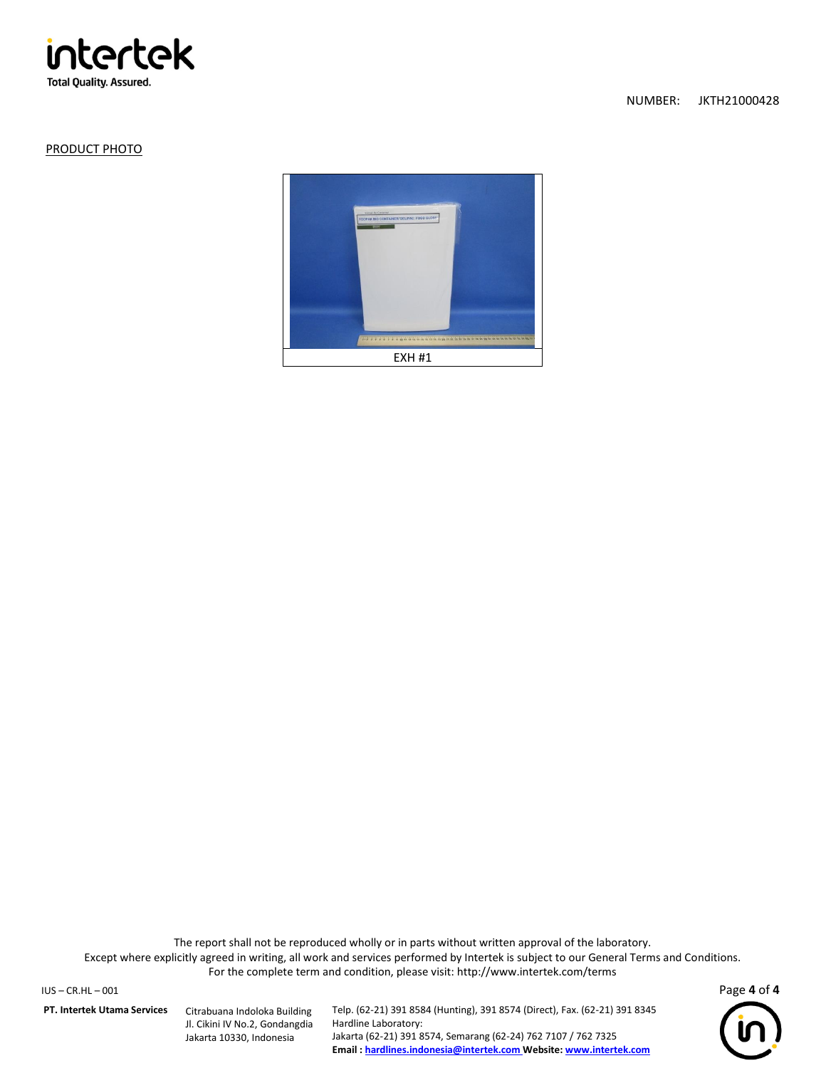NUMBER: JKTH21000428

PRODUCT PHOTO

EXH #1

The report shall not be reproduced wholly or in parts without written approval of the laboratory.
Except where explicitly agreed in writing, all work and services performed by Intertek is subject to our General Terms and Conditions.
For the complete term and condition, please visit: http://www.intertek.com/terms